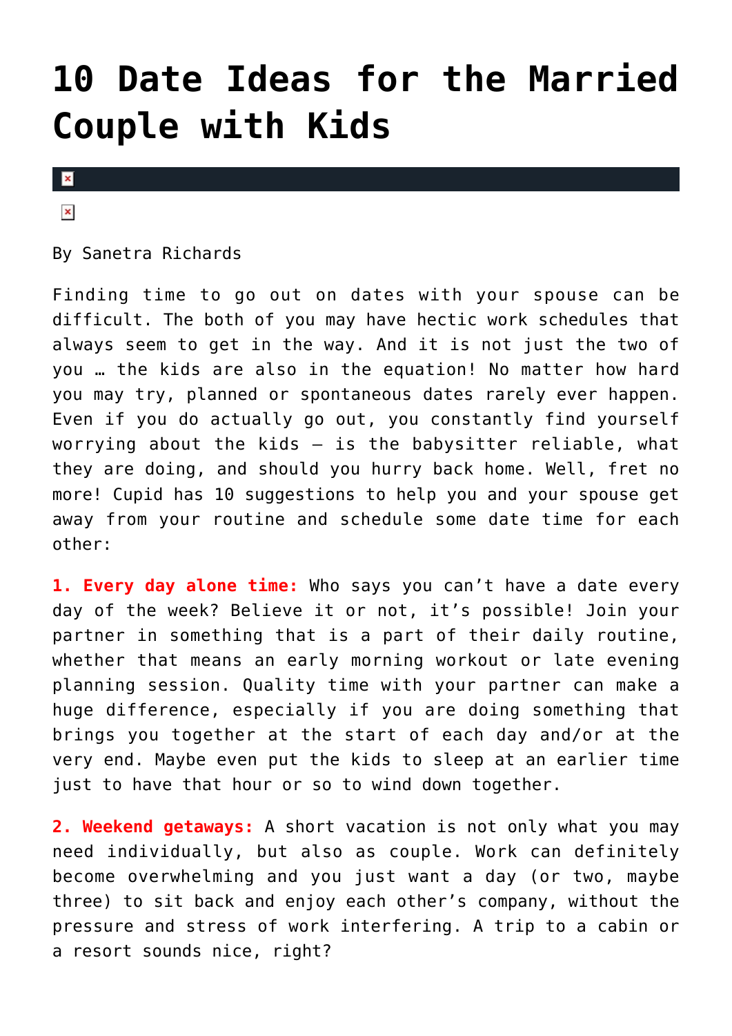# 10 Date Ideas for the Married Couple with Kids

By Sanetra Richards

Finding time to go out on dates with your spouse can be difficult. The both of you may have hectic work schedules that always seem to get in the way. And it is not just the two of you … the kids are also in the equation! No matter how hard you may try, planned or spontaneous dates rarely ever happen. Even if you do actually go out, you constantly find yourself worrying about the kids – is the babysitter reliable, what they are doing, and should you hurry back home. Well, fret no more! Cupid has 10 suggestions to help you and your spouse get away from your routine and schedule some date time for each other:

**1. Every day alone time:** Who says you can't have a date every day of the week? Believe it or not, it's possible! Join your partner in something that is a part of their daily routine, whether that means an early morning workout or late evening planning session. Quality time with your partner can make a huge difference, especially if you are doing something that brings you together at the start of each day and/or at the very end. Maybe even put the kids to sleep at an earlier time just to have that hour or so to wind down together.

**2. Weekend getaways:** A short vacation is not only what you may need individually, but also as couple. Work can definitely become overwhelming and you just want a day (or two, maybe three) to sit back and enjoy each other's company, without the pressure and stress of work interfering. A trip to a cabin or a resort sounds nice, right?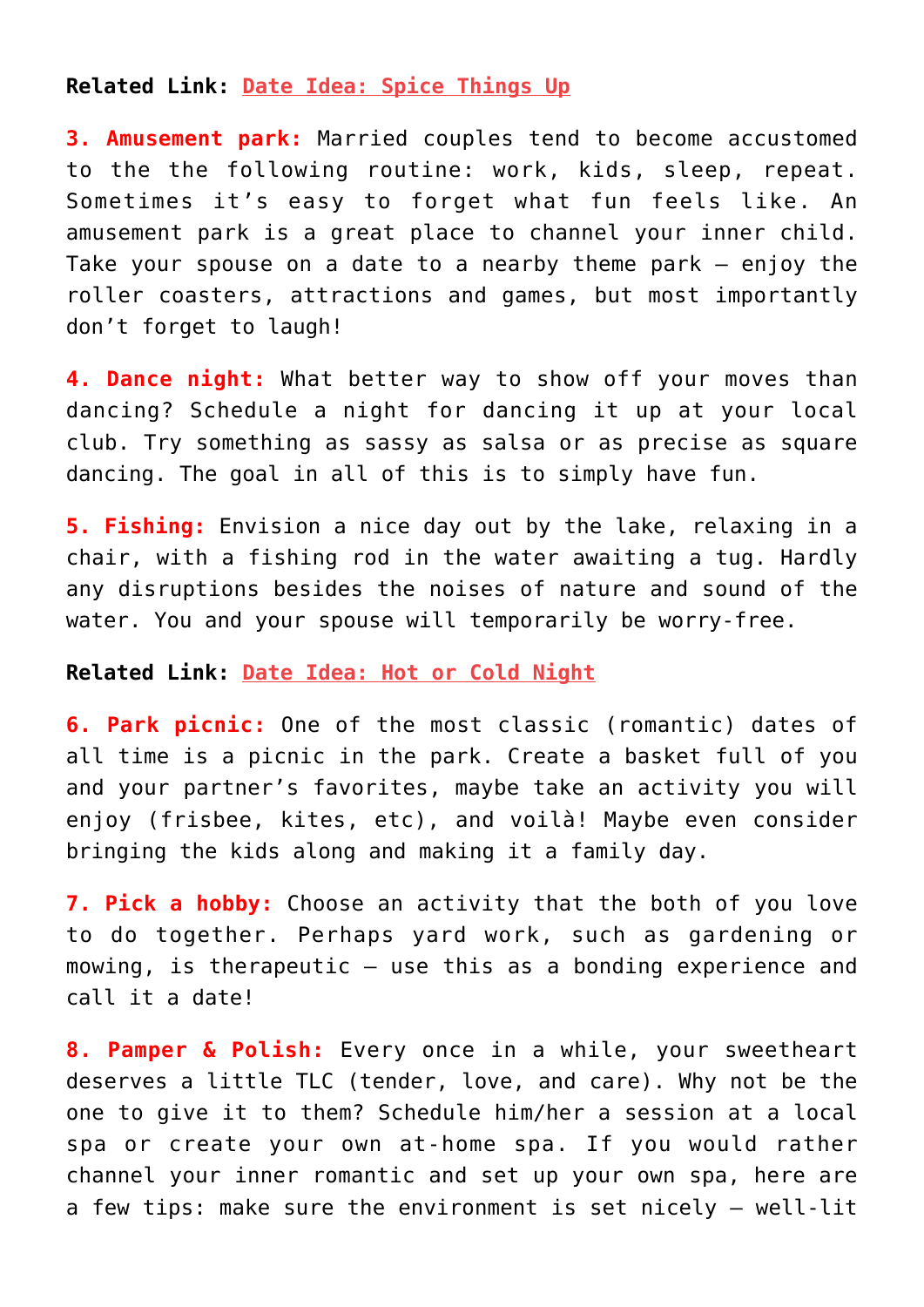**Related Link: Date Idea: Spice Things Up**

**3. Amusement park:** Married couples tend to become accustomed to the the following routine: work, kids, sleep, repeat. Sometimes it's easy to forget what fun feels like. An amusement park is a great place to channel your inner child. Take your spouse on a date to a nearby theme park – enjoy the roller coasters, attractions and games, but most importantly don't forget to laugh!

**4. Dance night:** What better way to show off your moves than dancing? Schedule a night for dancing it up at your local club. Try something as sassy as salsa or as precise as square dancing. The goal in all of this is to simply have fun.

**5. Fishing:** Envision a nice day out by the lake, relaxing in a chair, with a fishing rod in the water awaiting a tug. Hardly any disruptions besides the noises of nature and sound of the water. You and your spouse will temporarily be worry-free.

**Related Link: Date Idea: Hot or Cold Night**

**6. Park picnic:** One of the most classic (romantic) dates of all time is a picnic in the park. Create a basket full of you and your partner's favorites, maybe take an activity you will enjoy (frisbee, kites, etc), and voilà! Maybe even consider bringing the kids along and making it a family day.

**7. Pick a hobby:** Choose an activity that the both of you love to do together. Perhaps yard work, such as gardening or mowing, is therapeutic – use this as a bonding experience and call it a date!

**8. Pamper & Polish:** Every once in a while, your sweetheart deserves a little TLC (tender, love, and care). Why not be the one to give it to them? Schedule him/her a session at a local spa or create your own at-home spa. If you would rather channel your inner romantic and set up your own spa, here are a few tips: make sure the environment is set nicely – well-lit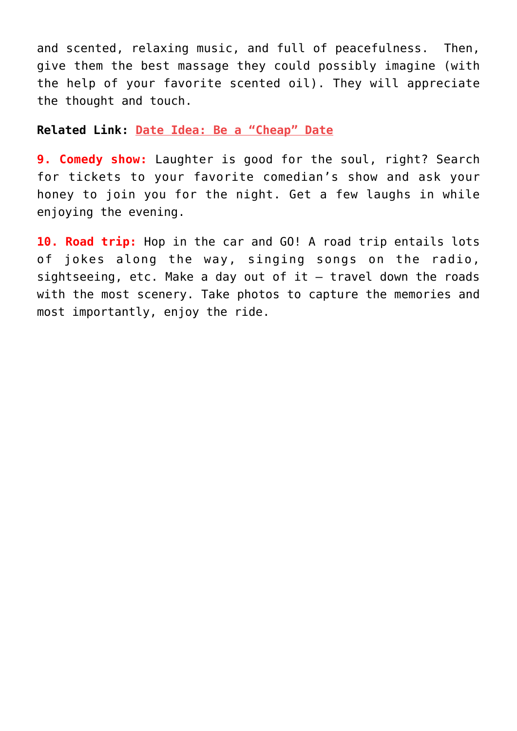and scented, relaxing music, and full of peacefulness. Then, give them the best massage they could possibly imagine (with the help of your favorite scented oil). They will appreciate the thought and touch.

**Related Link: Date Idea: Be a "Cheap" Date**

**9. Comedy show:** Laughter is good for the soul, right? Search for tickets to your favorite comedian's show and ask your honey to join you for the night. Get a few laughs in while enjoying the evening.

**10. Road trip:** Hop in the car and GO! A road trip entails lots of jokes along the way, singing songs on the radio, sightseeing, etc. Make a day out of it – travel down the roads with the most scenery. Take photos to capture the memories and most importantly, enjoy the ride.